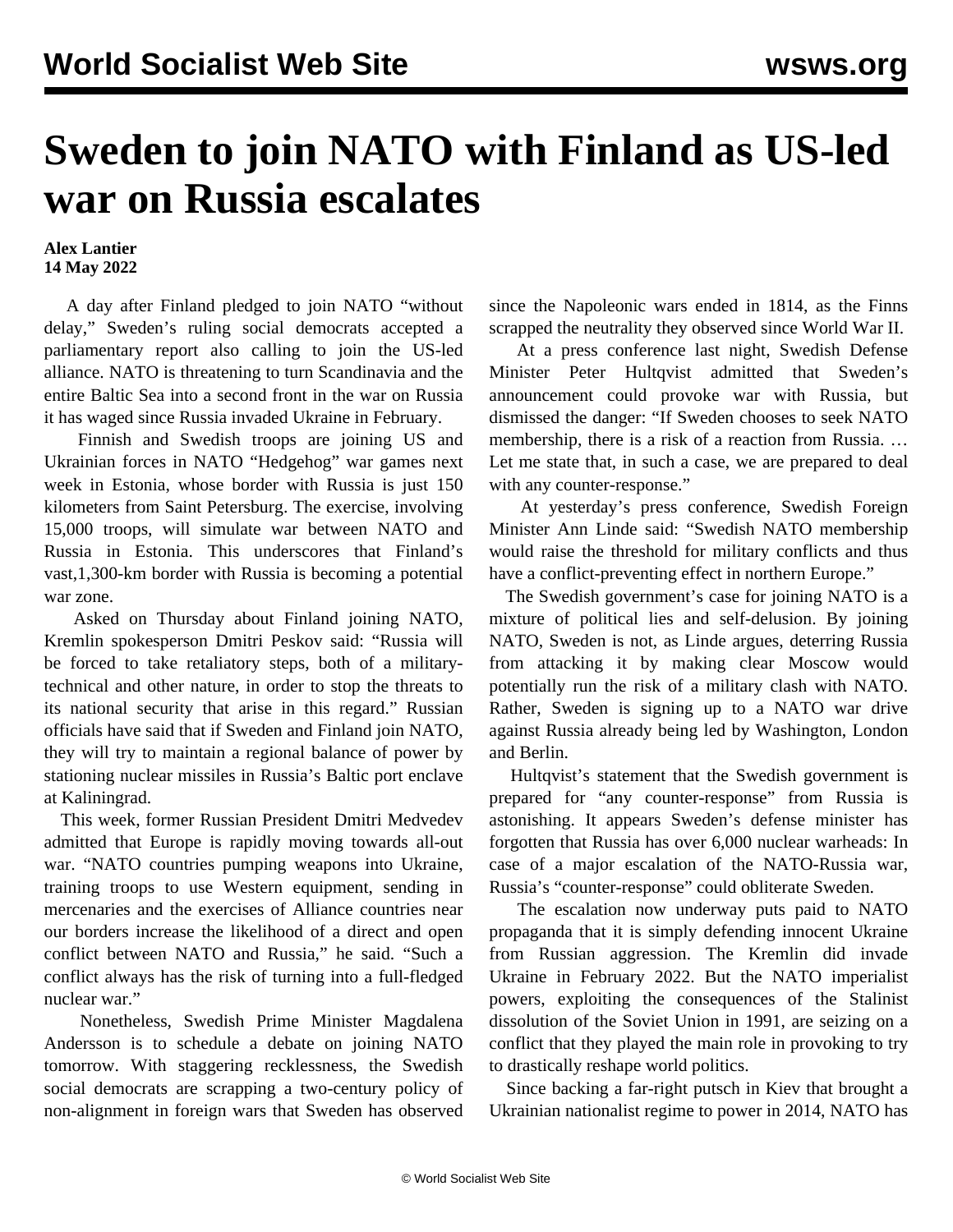# Sweden to join NATO with Finland as US-led war on Russia escalates

**Alex Lantier**
**14 May 2022**

A day after Finland pledged to join NATO "without delay," Sweden's ruling social democrats accepted a parliamentary report also calling to join the US-led alliance. NATO is threatening to turn Scandinavia and the entire Baltic Sea into a second front in the war on Russia it has waged since Russia invaded Ukraine in February.

Finnish and Swedish troops are joining US and Ukrainian forces in NATO "Hedgehog" war games next week in Estonia, whose border with Russia is just 150 kilometers from Saint Petersburg. The exercise, involving 15,000 troops, will simulate war between NATO and Russia in Estonia. This underscores that Finland's vast,1,300-km border with Russia is becoming a potential war zone.

Asked on Thursday about Finland joining NATO, Kremlin spokesperson Dmitri Peskov said: "Russia will be forced to take retaliatory steps, both of a military-technical and other nature, in order to stop the threats to its national security that arise in this regard." Russian officials have said that if Sweden and Finland join NATO, they will try to maintain a regional balance of power by stationing nuclear missiles in Russia's Baltic port enclave at Kaliningrad.

This week, former Russian President Dmitri Medvedev admitted that Europe is rapidly moving towards all-out war. "NATO countries pumping weapons into Ukraine, training troops to use Western equipment, sending in mercenaries and the exercises of Alliance countries near our borders increase the likelihood of a direct and open conflict between NATO and Russia," he said. "Such a conflict always has the risk of turning into a full-fledged nuclear war."

Nonetheless, Swedish Prime Minister Magdalena Andersson is to schedule a debate on joining NATO tomorrow. With staggering recklessness, the Swedish social democrats are scrapping a two-century policy of non-alignment in foreign wars that Sweden has observed since the Napoleonic wars ended in 1814, as the Finns scrapped the neutrality they observed since World War II.

At a press conference last night, Swedish Defense Minister Peter Hultqvist admitted that Sweden's announcement could provoke war with Russia, but dismissed the danger: "If Sweden chooses to seek NATO membership, there is a risk of a reaction from Russia. … Let me state that, in such a case, we are prepared to deal with any counter-response."

At yesterday's press conference, Swedish Foreign Minister Ann Linde said: "Swedish NATO membership would raise the threshold for military conflicts and thus have a conflict-preventing effect in northern Europe."

The Swedish government's case for joining NATO is a mixture of political lies and self-delusion. By joining NATO, Sweden is not, as Linde argues, deterring Russia from attacking it by making clear Moscow would potentially run the risk of a military clash with NATO. Rather, Sweden is signing up to a NATO war drive against Russia already being led by Washington, London and Berlin.

Hultqvist's statement that the Swedish government is prepared for "any counter-response" from Russia is astonishing. It appears Sweden's defense minister has forgotten that Russia has over 6,000 nuclear warheads: In case of a major escalation of the NATO-Russia war, Russia's "counter-response" could obliterate Sweden.

The escalation now underway puts paid to NATO propaganda that it is simply defending innocent Ukraine from Russian aggression. The Kremlin did invade Ukraine in February 2022. But the NATO imperialist powers, exploiting the consequences of the Stalinist dissolution of the Soviet Union in 1991, are seizing on a conflict that they played the main role in provoking to try to drastically reshape world politics.

Since backing a far-right putsch in Kiev that brought a Ukrainian nationalist regime to power in 2014, NATO has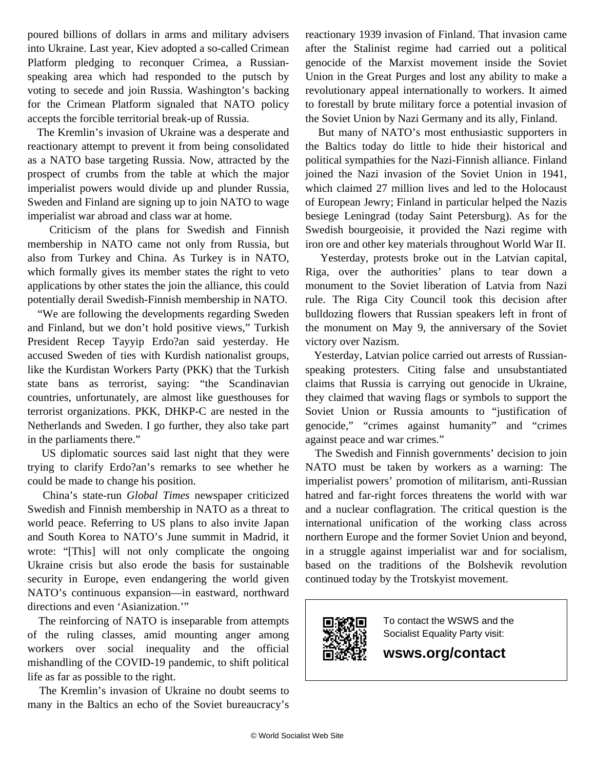poured billions of dollars in arms and military advisers into Ukraine. Last year, Kiev adopted a so-called Crimean Platform pledging to reconquer Crimea, a Russian-speaking area which had responded to the putsch by voting to secede and join Russia. Washington's backing for the Crimean Platform signaled that NATO policy accepts the forcible territorial break-up of Russia.

The Kremlin's invasion of Ukraine was a desperate and reactionary attempt to prevent it from being consolidated as a NATO base targeting Russia. Now, attracted by the prospect of crumbs from the table at which the major imperialist powers would divide up and plunder Russia, Sweden and Finland are signing up to join NATO to wage imperialist war abroad and class war at home.

Criticism of the plans for Swedish and Finnish membership in NATO came not only from Russia, but also from Turkey and China. As Turkey is in NATO, which formally gives its member states the right to veto applications by other states the join the alliance, this could potentially derail Swedish-Finnish membership in NATO.

"We are following the developments regarding Sweden and Finland, but we don't hold positive views," Turkish President Recep Tayyip Erdo?an said yesterday. He accused Sweden of ties with Kurdish nationalist groups, like the Kurdistan Workers Party (PKK) that the Turkish state bans as terrorist, saying: "the Scandinavian countries, unfortunately, are almost like guesthouses for terrorist organizations. PKK, DHKP-C are nested in the Netherlands and Sweden. I go further, they also take part in the parliaments there."

US diplomatic sources said last night that they were trying to clarify Erdo?an's remarks to see whether he could be made to change his position.

China's state-run *Global Times* newspaper criticized Swedish and Finnish membership in NATO as a threat to world peace. Referring to US plans to also invite Japan and South Korea to NATO's June summit in Madrid, it wrote: "[This] will not only complicate the ongoing Ukraine crisis but also erode the basis for sustainable security in Europe, even endangering the world given NATO's continuous expansion—in eastward, northward directions and even 'Asianization.'"

The reinforcing of NATO is inseparable from attempts of the ruling classes, amid mounting anger among workers over social inequality and the official mishandling of the COVID-19 pandemic, to shift political life as far as possible to the right.

The Kremlin's invasion of Ukraine no doubt seems to many in the Baltics an echo of the Soviet bureaucracy's reactionary 1939 invasion of Finland. That invasion came after the Stalinist regime had carried out a political genocide of the Marxist movement inside the Soviet Union in the Great Purges and lost any ability to make a revolutionary appeal internationally to workers. It aimed to forestall by brute military force a potential invasion of the Soviet Union by Nazi Germany and its ally, Finland.

But many of NATO's most enthusiastic supporters in the Baltics today do little to hide their historical and political sympathies for the Nazi-Finnish alliance. Finland joined the Nazi invasion of the Soviet Union in 1941, which claimed 27 million lives and led to the Holocaust of European Jewry; Finland in particular helped the Nazis besiege Leningrad (today Saint Petersburg). As for the Swedish bourgeoisie, it provided the Nazi regime with iron ore and other key materials throughout World War II.

Yesterday, protests broke out in the Latvian capital, Riga, over the authorities' plans to tear down a monument to the Soviet liberation of Latvia from Nazi rule. The Riga City Council took this decision after bulldozing flowers that Russian speakers left in front of the monument on May 9, the anniversary of the Soviet victory over Nazism.

Yesterday, Latvian police carried out arrests of Russian-speaking protesters. Citing false and unsubstantiated claims that Russia is carrying out genocide in Ukraine, they claimed that waving flags or symbols to support the Soviet Union or Russia amounts to "justification of genocide," "crimes against humanity" and "crimes against peace and war crimes."

The Swedish and Finnish governments' decision to join NATO must be taken by workers as a warning: The imperialist powers' promotion of militarism, anti-Russian hatred and far-right forces threatens the world with war and a nuclear conflagration. The critical question is the international unification of the working class across northern Europe and the former Soviet Union and beyond, in a struggle against imperialist war and for socialism, based on the traditions of the Bolshevik revolution continued today by the Trotskyist movement.

To contact the WSWS and the Socialist Equality Party visit:

**wsws.org/contact**